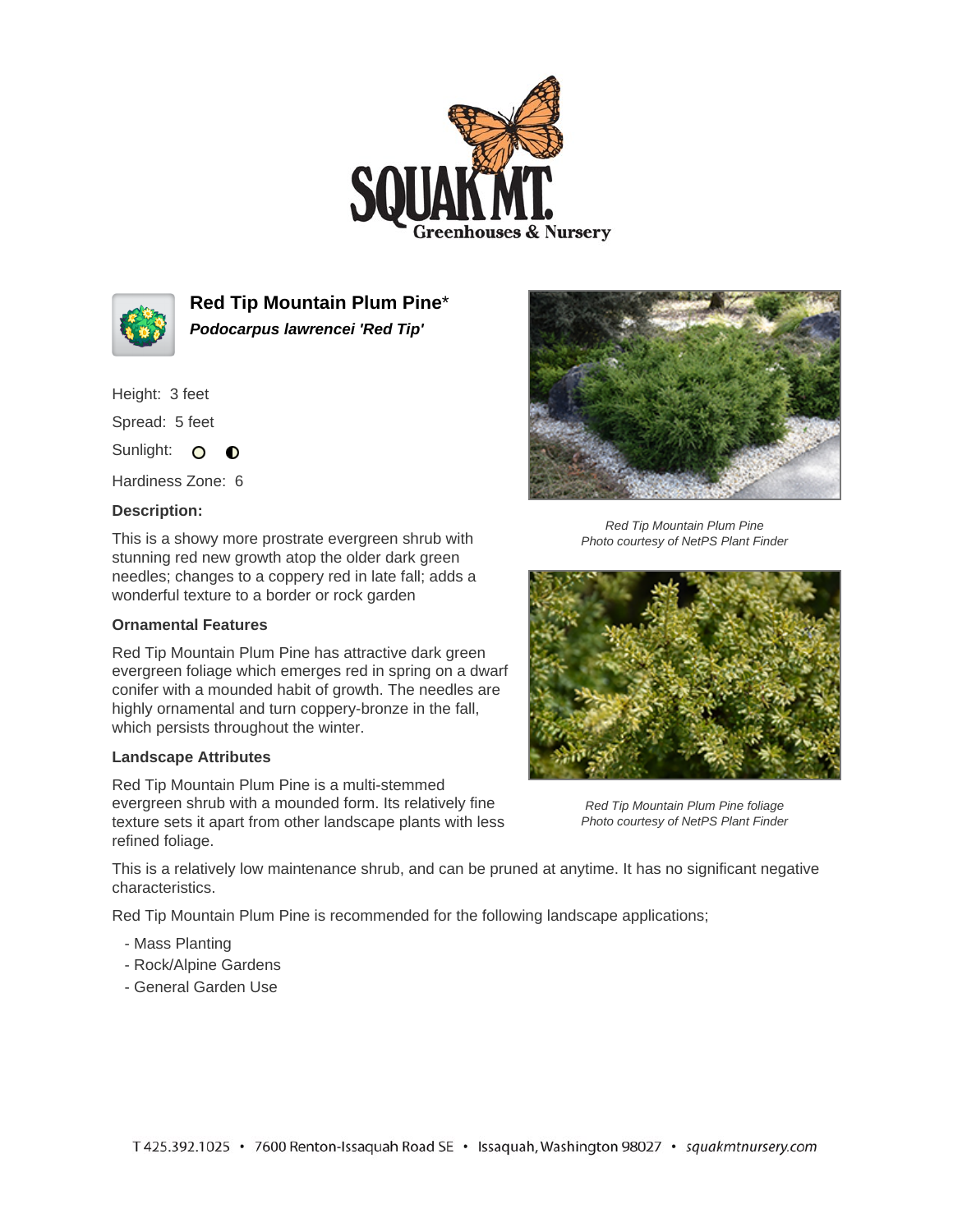# Red Tip Mountain Plum Pine*

***Podocarpus lawrencei 'Red Tip'***

Height: 3 feet

Spread: 5 feet

Sunlight:

Hardiness Zone: 6

**Description:**

This is a showy more prostrate evergreen shrub with stunning red new growth atop the older dark green needles; changes to a coppery red in late fall; adds a wonderful texture to a border or rock garden

**Ornamental Features**

Red Tip Mountain Plum Pine has attractive dark green evergreen foliage which emerges red in spring on a dwarf conifer with a mounded habit of growth. The needles are highly ornamental and turn coppery-bronze in the fall, which persists throughout the winter.

**Landscape Attributes**

Red Tip Mountain Plum Pine is a multi-stemmed evergreen shrub with a mounded form. Its relatively fine texture sets it apart from other landscape plants with less refined foliage.

This is a relatively low maintenance shrub, and can be pruned at anytime. It has no significant negative characteristics.

Red Tip Mountain Plum Pine is recommended for the following landscape applications;

- Mass Planting
- Rock/Alpine Gardens
- General Garden Use

*Red Tip Mountain Plum Pine*
*Photo courtesy of NetPS Plant Finder*

*Red Tip Mountain Plum Pine foliage*
*Photo courtesy of NetPS Plant Finder*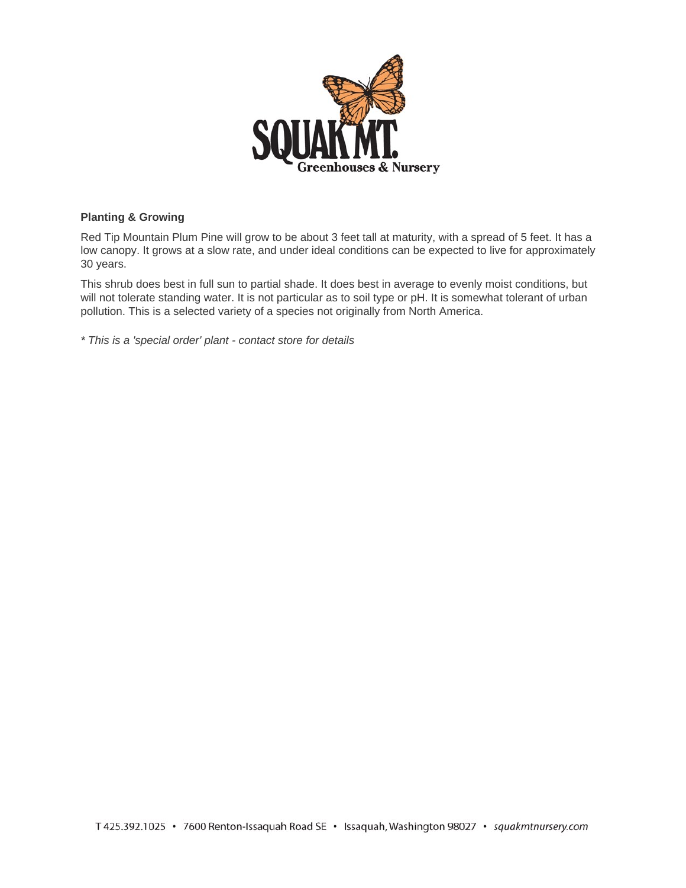## Planting & Growing

Red Tip Mountain Plum Pine will grow to be about 3 feet tall at maturity, with a spread of 5 feet. It has a low canopy. It grows at a slow rate, and under ideal conditions can be expected to live for approximately 30 years.

This shrub does best in full sun to partial shade. It does best in average to evenly moist conditions, but will not tolerate standing water. It is not particular as to soil type or pH. It is somewhat tolerant of urban pollution. This is a selected variety of a species not originally from North America.

*\* This is a 'special order' plant - contact store for details*